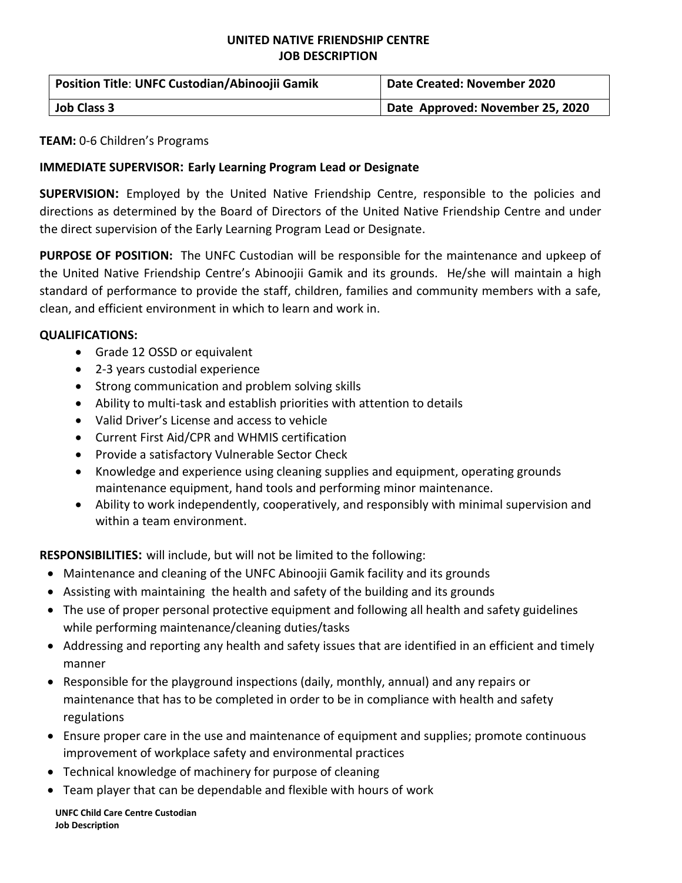# UNITED NATIVE FRIENDSHIP CENTRE
## JOB DESCRIPTION

| **Position Title**: **UNFC Custodian/Abinoojii Gamik** | **Date Created: November 2020** |
|---|---|
| **Job Class 3** | **Date Approved: November 25, 2020** |

**TEAM:** 0-6 Children's Programs

**IMMEDIATE SUPERVISOR: Early Learning Program Lead or Designate**

**SUPERVISION:** Employed by the United Native Friendship Centre, responsible to the policies and directions as determined by the Board of Directors of the United Native Friendship Centre and under the direct supervision of the Early Learning Program Lead or Designate.

**PURPOSE OF POSITION:** The UNFC Custodian will be responsible for the maintenance and upkeep of the United Native Friendship Centre's Abinoojii Gamik and its grounds. He/she will maintain a high standard of performance to provide the staff, children, families and community members with a safe, clean, and efficient environment in which to learn and work in.

**QUALIFICATIONS:**

- Grade 12 OSSD or equivalent
- 2-3 years custodial experience
- Strong communication and problem solving skills
- Ability to multi-task and establish priorities with attention to details
- Valid Driver's License and access to vehicle
- Current First Aid/CPR and WHMIS certification
- Provide a satisfactory Vulnerable Sector Check
- Knowledge and experience using cleaning supplies and equipment, operating grounds maintenance equipment, hand tools and performing minor maintenance.
- Ability to work independently, cooperatively, and responsibly with minimal supervision and within a team environment.

**RESPONSIBILITIES:** will include, but will not be limited to the following:

- Maintenance and cleaning of the UNFC Abinoojii Gamik facility and its grounds
- Assisting with maintaining the health and safety of the building and its grounds
- The use of proper personal protective equipment and following all health and safety guidelines while performing maintenance/cleaning duties/tasks
- Addressing and reporting any health and safety issues that are identified in an efficient and timely manner
- Responsible for the playground inspections (daily, monthly, annual) and any repairs or maintenance that has to be completed in order to be in compliance with health and safety regulations
- Ensure proper care in the use and maintenance of equipment and supplies; promote continuous improvement of workplace safety and environmental practices
- Technical knowledge of machinery for purpose of cleaning
- Team player that can be dependable and flexible with hours of work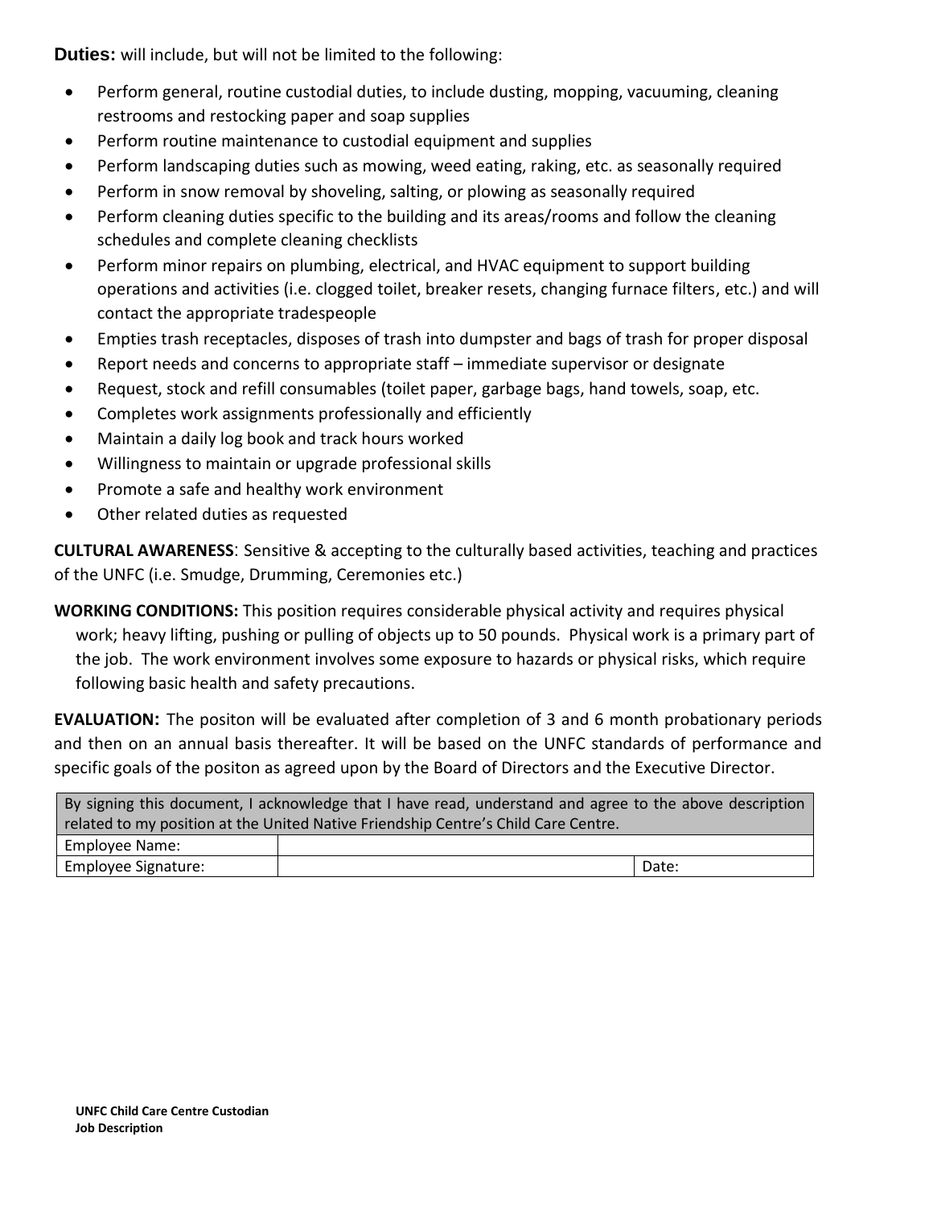**Duties:** will include, but will not be limited to the following:

- Perform general, routine custodial duties, to include dusting, mopping, vacuuming, cleaning restrooms and restocking paper and soap supplies
- Perform routine maintenance to custodial equipment and supplies
- Perform landscaping duties such as mowing, weed eating, raking, etc. as seasonally required
- Perform in snow removal by shoveling, salting, or plowing as seasonally required
- Perform cleaning duties specific to the building and its areas/rooms and follow the cleaning schedules and complete cleaning checklists
- Perform minor repairs on plumbing, electrical, and HVAC equipment to support building operations and activities (i.e. clogged toilet, breaker resets, changing furnace filters, etc.) and will contact the appropriate tradespeople
- Empties trash receptacles, disposes of trash into dumpster and bags of trash for proper disposal
- Report needs and concerns to appropriate staff – immediate supervisor or designate
- Request, stock and refill consumables (toilet paper, garbage bags, hand towels, soap, etc.
- Completes work assignments professionally and efficiently
- Maintain a daily log book and track hours worked
- Willingness to maintain or upgrade professional skills
- Promote a safe and healthy work environment
- Other related duties as requested

**CULTURAL AWARENESS**: Sensitive & accepting to the culturally based activities, teaching and practices of the UNFC (i.e. Smudge, Drumming, Ceremonies etc.)

**WORKING CONDITIONS:** This position requires considerable physical activity and requires physical work; heavy lifting, pushing or pulling of objects up to 50 pounds. Physical work is a primary part of the job. The work environment involves some exposure to hazards or physical risks, which require following basic health and safety precautions.

**EVALUATION:** The positon will be evaluated after completion of 3 and 6 month probationary periods and then on an annual basis thereafter. It will be based on the UNFC standards of performance and specific goals of the positon as agreed upon by the Board of Directors and the Executive Director.

| By signing this document, I acknowledge that I have read, understand and agree to the above description related to my position at the United Native Friendship Centre's Child Care Centre. | | |
|---|---|---|
| Employee Name: | | |
| Employee Signature: | | Date: |

**UNFC Child Care Centre Custodian**
**Job Description**